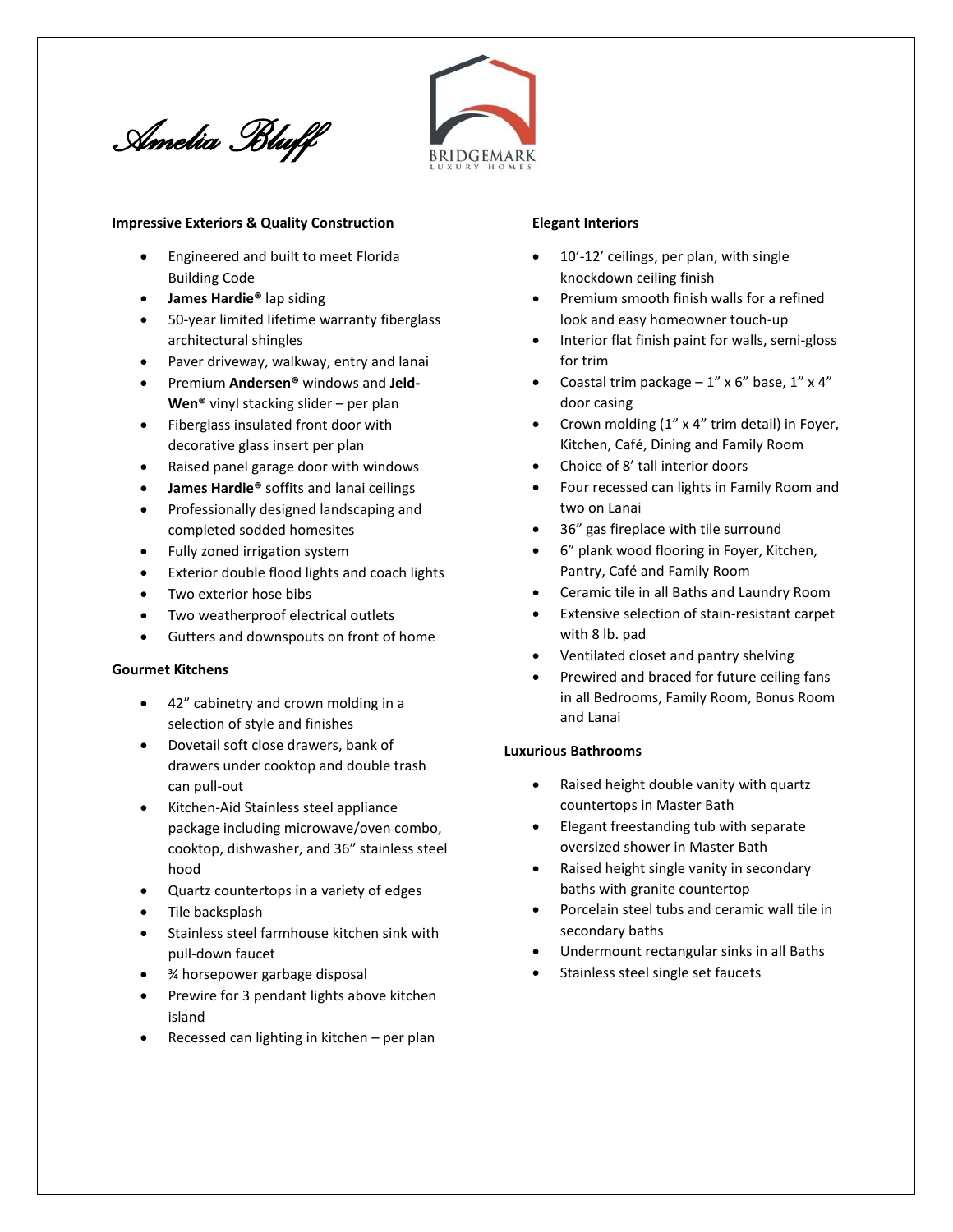# Amelia Bluff

BRIDGEMARK
LUXURY HOMES

### Impressive Exteriors & Quality Construction

- Engineered and built to meet Florida Building Code
- **James Hardie®** lap siding
- 50-year limited lifetime warranty fiberglass architectural shingles
- Paver driveway, walkway, entry and lanai
- Premium **Andersen®** windows and **Jeld-Wen®** vinyl stacking slider – per plan
- Fiberglass insulated front door with decorative glass insert per plan
- Raised panel garage door with windows
- **James Hardie®** soffits and lanai ceilings
- Professionally designed landscaping and completed sodded homesites
- Fully zoned irrigation system
- Exterior double flood lights and coach lights
- Two exterior hose bibs
- Two weatherproof electrical outlets
- Gutters and downspouts on front of home

### Gourmet Kitchens

- 42” cabinetry and crown molding in a selection of style and finishes
- Dovetail soft close drawers, bank of drawers under cooktop and double trash can pull-out
- Kitchen-Aid Stainless steel appliance package including microwave/oven combo, cooktop, dishwasher, and 36” stainless steel hood
- Quartz countertops in a variety of edges
- Tile backsplash
- Stainless steel farmhouse kitchen sink with pull-down faucet
- ¾ horsepower garbage disposal
- Prewire for 3 pendant lights above kitchen island
- Recessed can lighting in kitchen – per plan

### Elegant Interiors

- 10’-12’ ceilings, per plan, with single knockdown ceiling finish
- Premium smooth finish walls for a refined look and easy homeowner touch-up
- Interior flat finish paint for walls, semi-gloss for trim
- Coastal trim package – 1” x 6” base, 1” x 4” door casing
- Crown molding (1” x 4” trim detail) in Foyer, Kitchen, Café, Dining and Family Room
- Choice of 8’ tall interior doors
- Four recessed can lights in Family Room and two on Lanai
- 36” gas fireplace with tile surround
- 6” plank wood flooring in Foyer, Kitchen, Pantry, Café and Family Room
- Ceramic tile in all Baths and Laundry Room
- Extensive selection of stain-resistant carpet with 8 lb. pad
- Ventilated closet and pantry shelving
- Prewired and braced for future ceiling fans in all Bedrooms, Family Room, Bonus Room and Lanai

### Luxurious Bathrooms

- Raised height double vanity with quartz countertops in Master Bath
- Elegant freestanding tub with separate oversized shower in Master Bath
- Raised height single vanity in secondary baths with granite countertop
- Porcelain steel tubs and ceramic wall tile in secondary baths
- Undermount rectangular sinks in all Baths
- Stainless steel single set faucets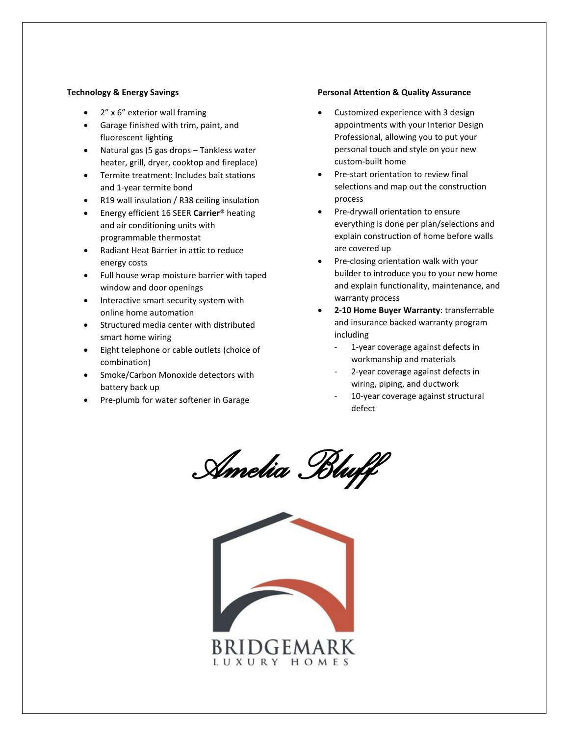**Technology & Energy Savings**

- 2" x 6" exterior wall framing
- Garage finished with trim, paint, and fluorescent lighting
- Natural gas (5 gas drops – Tankless water heater, grill, dryer, cooktop and fireplace)
- Termite treatment: Includes bait stations and 1-year termite bond
- R19 wall insulation / R38 ceiling insulation
- Energy efficient 16 SEER **Carrier**® heating and air conditioning units with programmable thermostat
- Radiant Heat Barrier in attic to reduce energy costs
- Full house wrap moisture barrier with taped window and door openings
- Interactive smart security system with online home automation
- Structured media center with distributed smart home wiring
- Eight telephone or cable outlets (choice of combination)
- Smoke/Carbon Monoxide detectors with battery back up
- Pre-plumb for water softener in Garage

**Personal Attention & Quality Assurance**

- Customized experience with 3 design appointments with your Interior Design Professional, allowing you to put your personal touch and style on your new custom-built home
- Pre-start orientation to review final selections and map out the construction process
- Pre-drywall orientation to ensure everything is done per plan/selections and explain construction of home before walls are covered up
- Pre-closing orientation walk with your builder to introduce you to your new home and explain functionality, maintenance, and warranty process
- **2-10 Home Buyer Warranty**: transferrable and insurance backed warranty program including
  - 1-year coverage against defects in workmanship and materials
  - 2-year coverage against defects in wiring, piping, and ductwork
  - 10-year coverage against structural defect

*Amelia Bluff*

BRIDGEMARK
LUXURY HOMES